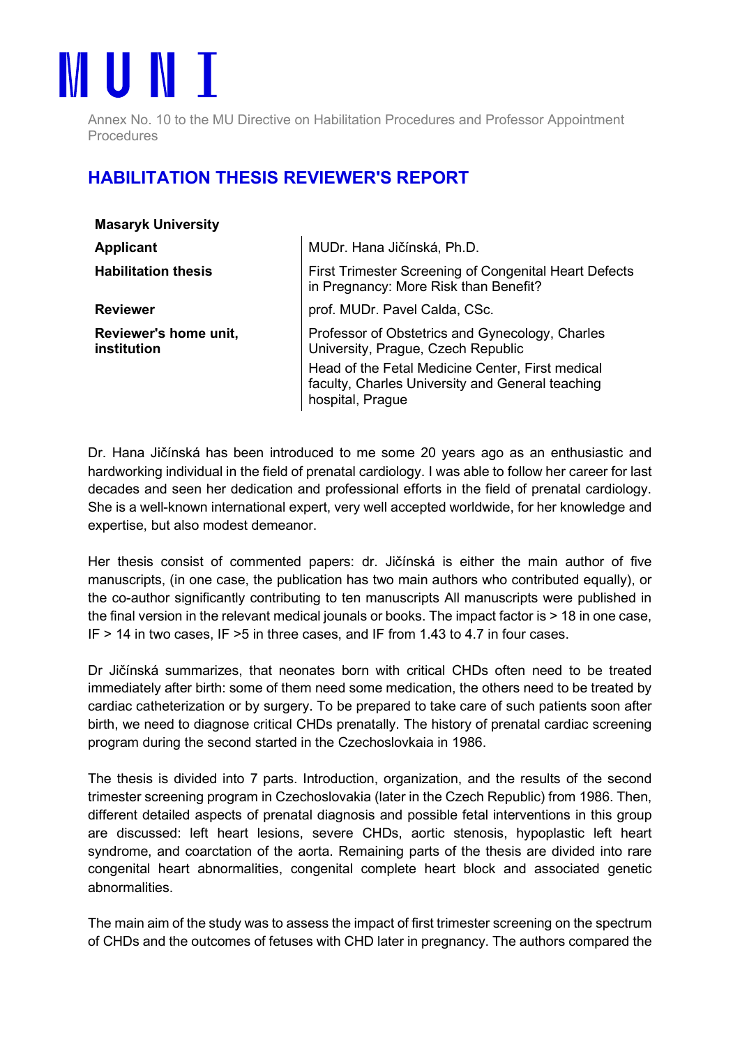# M U N I

Annex No. 10 to the MU Directive on Habilitation Procedures and Professor Appointment Procedures

## HABILITATION THESIS REVIEWER'S REPORT

| **Masaryk University** | |
|---|---|
| **Applicant** | MUDr. Hana Jičínská, Ph.D. |
| **Habilitation thesis** | First Trimester Screening of Congenital Heart Defects in Pregnancy: More Risk than Benefit? |
| **Reviewer** | prof. MUDr. Pavel Calda, CSc. |
| **Reviewer's home unit, institution** | Professor of Obstetrics and Gynecology, Charles University, Prague, Czech Republic<br>Head of the Fetal Medicine Center, First medical faculty, Charles University and General teaching hospital, Prague |

Dr. Hana Jičínská has been introduced to me some 20 years ago as an enthusiastic and hardworking individual in the field of prenatal cardiology. I was able to follow her career for last decades and seen her dedication and professional efforts in the field of prenatal cardiology. She is a well-known international expert, very well accepted worldwide, for her knowledge and expertise, but also modest demeanor.

Her thesis consist of commented papers: dr. Jičínská is either the main author of five manuscripts, (in one case, the publication has two main authors who contributed equally), or the co-author significantly contributing to ten manuscripts All manuscripts were published in the final version in the relevant medical jounals or books. The impact factor is > 18 in one case, IF > 14 in two cases, IF >5 in three cases, and IF from 1.43 to 4.7 in four cases.

Dr Jičínská summarizes, that neonates born with critical CHDs often need to be treated immediately after birth: some of them need some medication, the others need to be treated by cardiac catheterization or by surgery. To be prepared to take care of such patients soon after birth, we need to diagnose critical CHDs prenatally. The history of prenatal cardiac screening program during the second started in the Czechoslovkaia in 1986.

The thesis is divided into 7 parts. Introduction, organization, and the results of the second trimester screening program in Czechoslovakia (later in the Czech Republic) from 1986. Then, different detailed aspects of prenatal diagnosis and possible fetal interventions in this group are discussed: left heart lesions, severe CHDs, aortic stenosis, hypoplastic left heart syndrome, and coarctation of the aorta. Remaining parts of the thesis are divided into rare congenital heart abnormalities, congenital complete heart block and associated genetic abnormalities.

The main aim of the study was to assess the impact of first trimester screening on the spectrum of CHDs and the outcomes of fetuses with CHD later in pregnancy. The authors compared the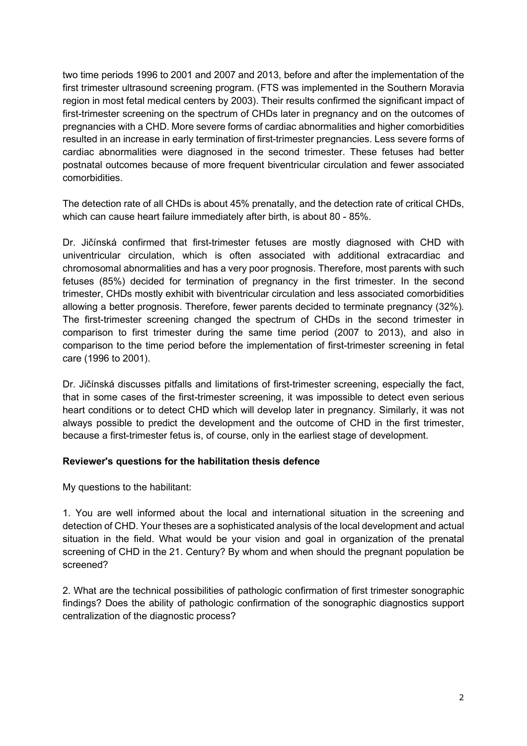two time periods 1996 to 2001 and 2007 and 2013, before and after the implementation of the first trimester ultrasound screening program. (FTS was implemented in the Southern Moravia region in most fetal medical centers by 2003). Their results confirmed the significant impact of first-trimester screening on the spectrum of CHDs later in pregnancy and on the outcomes of pregnancies with a CHD. More severe forms of cardiac abnormalities and higher comorbidities resulted in an increase in early termination of first-trimester pregnancies. Less severe forms of cardiac abnormalities were diagnosed in the second trimester. These fetuses had better postnatal outcomes because of more frequent biventricular circulation and fewer associated comorbidities.

The detection rate of all CHDs is about 45% prenatally, and the detection rate of critical CHDs, which can cause heart failure immediately after birth, is about 80 - 85%.

Dr. Jičínská confirmed that first-trimester fetuses are mostly diagnosed with CHD with univentricular circulation, which is often associated with additional extracardiac and chromosomal abnormalities and has a very poor prognosis. Therefore, most parents with such fetuses (85%) decided for termination of pregnancy in the first trimester. In the second trimester, CHDs mostly exhibit with biventricular circulation and less associated comorbidities allowing a better prognosis. Therefore, fewer parents decided to terminate pregnancy (32%). The first-trimester screening changed the spectrum of CHDs in the second trimester in comparison to first trimester during the same time period (2007 to 2013), and also in comparison to the time period before the implementation of first-trimester screening in fetal care (1996 to 2001).

Dr. Jičínská discusses pitfalls and limitations of first-trimester screening, especially the fact, that in some cases of the first-trimester screening, it was impossible to detect even serious heart conditions or to detect CHD which will develop later in pregnancy. Similarly, it was not always possible to predict the development and the outcome of CHD in the first trimester, because a first-trimester fetus is, of course, only in the earliest stage of development.

**Reviewer's questions for the habilitation thesis defence**

My questions to the habilitant:

1. You are well informed about the local and international situation in the screening and detection of CHD. Your theses are a sophisticated analysis of the local development and actual situation in the field. What would be your vision and goal in organization of the prenatal screening of CHD in the 21. Century? By whom and when should the pregnant population be screened?

2. What are the technical possibilities of pathologic confirmation of first trimester sonographic findings? Does the ability of pathologic confirmation of the sonographic diagnostics support centralization of the diagnostic process?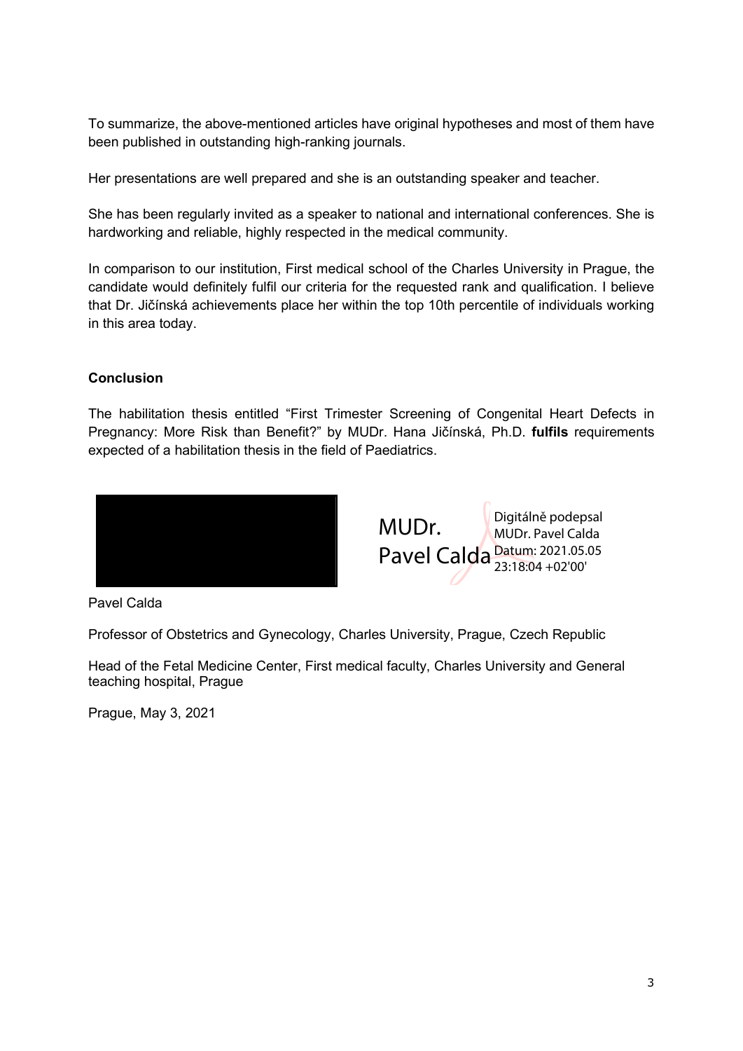To summarize, the above-mentioned articles have original hypotheses and most of them have been published in outstanding high-ranking journals.

Her presentations are well prepared and she is an outstanding speaker and teacher.

She has been regularly invited as a speaker to national and international conferences. She is hardworking and reliable, highly respected in the medical community.

In comparison to our institution, First medical school of the Charles University in Prague, the candidate would definitely fulfil our criteria for the requested rank and qualification. I believe that Dr. Jičínská achievements place her within the top 10th percentile of individuals working in this area today.

**Conclusion**

The habilitation thesis entitled "First Trimester Screening of Congenital Heart Defects in Pregnancy: More Risk than Benefit?" by MUDr. Hana Jičínská, Ph.D. **fulfils** requirements expected of a habilitation thesis in the field of Paediatrics.

MUDr. Pavel Calda

Digitálně podepsal MUDr. Pavel Calda
Datum: 2021.05.05 23:18:04 +02'00'

Pavel Calda

Professor of Obstetrics and Gynecology, Charles University, Prague, Czech Republic

Head of the Fetal Medicine Center, First medical faculty, Charles University and General teaching hospital, Prague

Prague, May 3, 2021